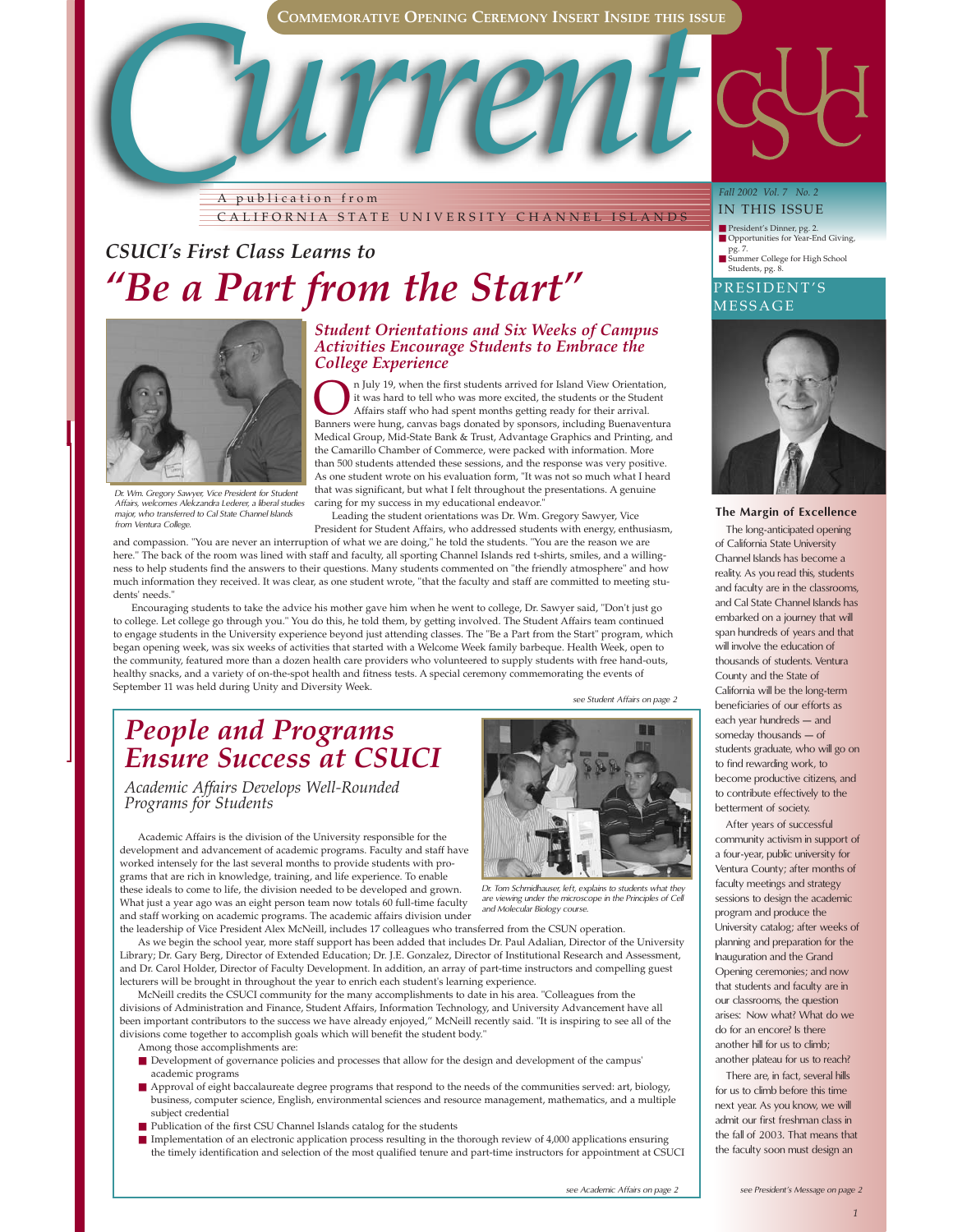**COMMEMORATIVE OPENING CEREMONY INSERT INSIDE THIS ISSUE**

# Current

CSUCI

A publication from CALIFORNIA STATE UNIVERSITY CHANNEL ISLANDS

*Fall 2002 Vol. 7 No. 2*

IN THIS ISSUE

- President's Dinner, pg. 2.
- Opportunities for Year-End Giving, pg. 7.
- Summer College for High School Students, pg. 8.

## CSUCI's First Class Learns to "Be a Part from the Start"

### Student Orientations and Six Weeks of Campus Activities Encourage Students to Embrace the College Experience

Dr. Wm. Gregory Sawyer, Vice President for Student Affairs, welcomes Alekzandra Lederer, a liberal studies major, who transferred to Cal State Channel Islands from Ventura College.

On July 19, when the first students arrived for Island View Orientation, it was hard to tell who was more excited, the students or the Student Affairs staff who had spent months getting ready for their arrival. Banners were hung, canvas bags donated by sponsors, including Buenaventura Medical Group, Mid-State Bank & Trust, Advantage Graphics and Printing, and the Camarillo Chamber of Commerce, were packed with information. More than 500 students attended these sessions, and the response was very positive. As one student wrote on his evaluation form, "It was not so much what I heard that was significant, but what I felt throughout the presentations. A genuine caring for my success in my educational endeavor."

Leading the student orientations was Dr. Wm. Gregory Sawyer, Vice President for Student Affairs, who addressed students with energy, enthusiasm, and compassion. "You are never an interruption of what we are doing," he told the students. "You are the reason we are here." The back of the room was lined with staff and faculty, all sporting Channel Islands red t-shirts, smiles, and a willingness to help students find the answers to their questions. Many students commented on "the friendly atmosphere" and how much information they received. It was clear, as one student wrote, "that the faculty and staff are committed to meeting students' needs."

Encouraging students to take the advice his mother gave him when he went to college, Dr. Sawyer said, "Don't just go to college. Let college go through you." You do this, he told them, by getting involved. The Student Affairs team continued to engage students in the University experience beyond just attending classes. The "Be a Part from the Start" program, which began opening week, was six weeks of activities that started with a Welcome Week family barbeque. Health Week, open to the community, featured more than a dozen health care providers who volunteered to supply students with free hand-outs, healthy snacks, and a variety of on-the-spot health and fitness tests. A special ceremony commemorating the events of September 11 was held during Unity and Diversity Week.

*see Student Affairs on page 2*

## People and Programs Ensure Success at CSUCI

### Academic Affairs Develops Well-Rounded Programs for Students

Dr. Tom Schmidhauser, left, explains to students what they are viewing under the microscope in the Principles of Cell and Molecular Biology course.

Academic Affairs is the division of the University responsible for the development and advancement of academic programs. Faculty and staff have worked intensely for the last several months to provide students with programs that are rich in knowledge, training, and life experience. To enable these ideals to come to life, the division needed to be developed and grown. What just a year ago was an eight person team now totals 60 full-time faculty and staff working on academic programs. The academic affairs division under the leadership of Vice President Alex McNeill, includes 17 colleagues who transferred from the CSUN operation.

As we begin the school year, more staff support has been added that includes Dr. Paul Adalian, Director of the University Library; Dr. Gary Berg, Director of Extended Education; Dr. J.E. Gonzalez, Director of Institutional Research and Assessment, and Dr. Carol Holder, Director of Faculty Development. In addition, an array of part-time instructors and compelling guest lecturers will be brought in throughout the year to enrich each student's learning experience.

McNeill credits the CSUCI community for the many accomplishments to date in his area. "Colleagues from the divisions of Administration and Finance, Student Affairs, Information Technology, and University Advancement have all been important contributors to the success we have already enjoyed," McNeill recently said. "It is inspiring to see all of the divisions come together to accomplish goals which will benefit the student body."

Among those accomplishments are:

- Development of governance policies and processes that allow for the design and development of the campus' academic programs
- Approval of eight baccalaureate degree programs that respond to the needs of the communities served: art, biology, business, computer science, English, environmental sciences and resource management, mathematics, and a multiple subject credential
- Publication of the first CSU Channel Islands catalog for the students
- Implementation of an electronic application process resulting in the thorough review of 4,000 applications ensuring the timely identification and selection of the most qualified tenure and part-time instructors for appointment at CSUCI

*see Academic Affairs on page 2*

## PRESIDENT'S MESSAGE

### The Margin of Excellence

The long-anticipated opening of California State University Channel Islands has become a reality. As you read this, students and faculty are in the classrooms, and Cal State Channel Islands has embarked on a journey that will span hundreds of years and that will involve the education of thousands of students. Ventura County and the State of California will be the long-term beneficiaries of our efforts as each year hundreds — and someday thousands — of students graduate, who will go on to find rewarding work, to become productive citizens, and to contribute effectively to the betterment of society.

After years of successful community activism in support of a four-year, public university for Ventura County; after months of faculty meetings and strategy sessions to design the academic program and produce the University catalog; after weeks of planning and preparation for the Inauguration and the Grand Opening ceremonies; and now that students and faculty are in our classrooms, the question arises: Now what? What do we do for an encore? Is there another hill for us to climb; another plateau for us to reach?

There are, in fact, several hills for us to climb before this time next year. As you know, we will admit our first freshman class in the fall of 2003. That means that the faculty soon must design an

*see President's Message on page 2*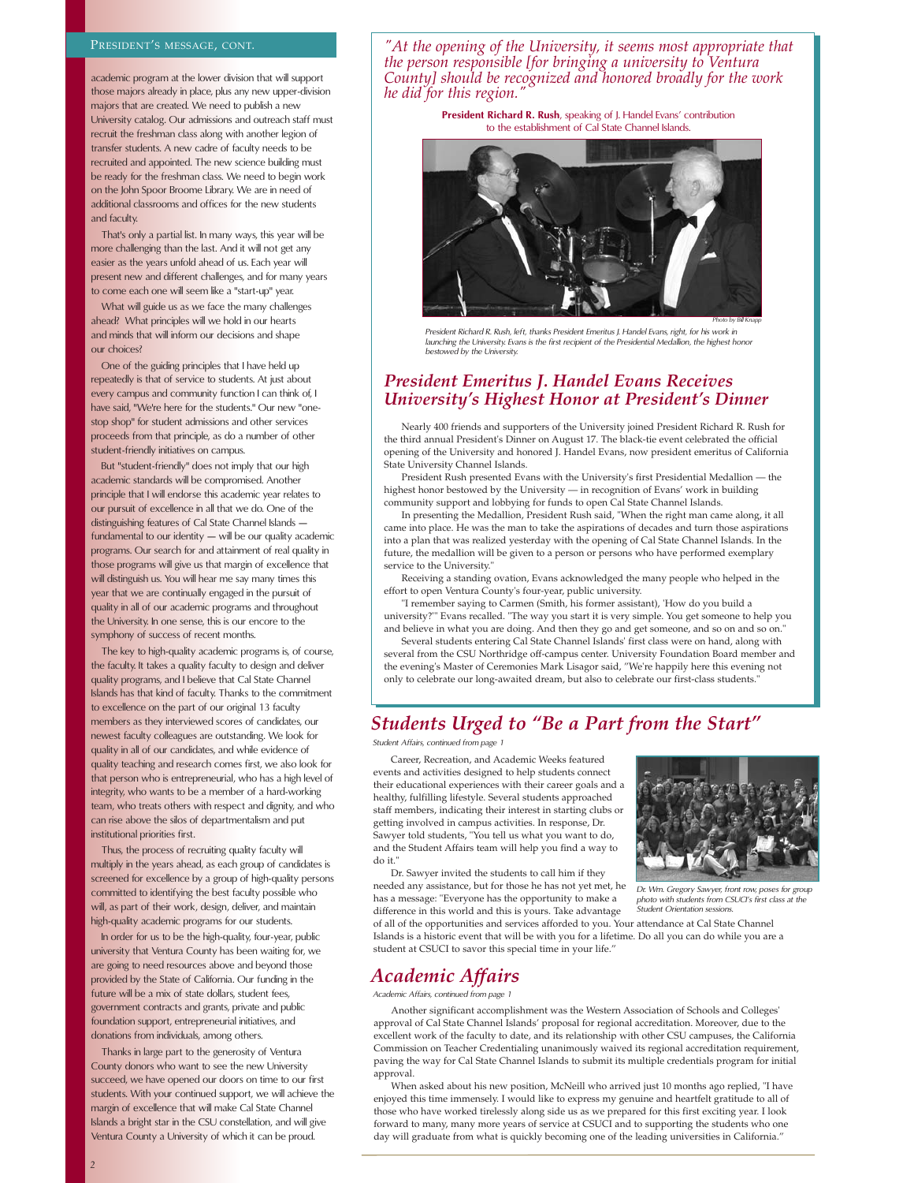## President's Message, cont.

academic program at the lower division that will support those majors already in place, plus any new upper-division majors that are created. We need to publish a new University catalog. Our admissions and outreach staff must recruit the freshman class along with another legion of transfer students. A new cadre of faculty needs to be recruited and appointed. The new science building must be ready for the freshman class. We need to begin work on the John Spoor Broome Library. We are in need of additional classrooms and offices for the new students and faculty.

That's only a partial list. In many ways, this year will be more challenging than the last. And it will not get any easier as the years unfold ahead of us. Each year will present new and different challenges, and for many years to come each one will seem like a "start-up" year.

What will guide us as we face the many challenges ahead? What principles will we hold in our hearts and minds that will inform our decisions and shape our choices?

One of the guiding principles that I have held up repeatedly is that of service to students. At just about every campus and community function I can think of, I have said, "We're here for the students." Our new "one-stop shop" for student admissions and other services proceeds from that principle, as do a number of other student-friendly initiatives on campus.

But "student-friendly" does not imply that our high academic standards will be compromised. Another principle that I will endorse this academic year relates to our pursuit of excellence in all that we do. One of the distinguishing features of Cal State Channel Islands — fundamental to our identity — will be our quality academic programs. Our search for and attainment of real quality in those programs will give us that margin of excellence that will distinguish us. You will hear me say many times this year that we are continually engaged in the pursuit of quality in all of our academic programs and throughout the University. In one sense, this is our encore to the symphony of success of recent months.

The key to high-quality academic programs is, of course, the faculty. It takes a quality faculty to design and deliver quality programs, and I believe that Cal State Channel Islands has that kind of faculty. Thanks to the commitment to excellence on the part of our original 13 faculty members as they interviewed scores of candidates, our newest faculty colleagues are outstanding. We look for quality in all of our candidates, and while evidence of quality teaching and research comes first, we also look for that person who is entrepreneurial, who has a high level of integrity, who wants to be a member of a hard-working team, who treats others with respect and dignity, and who can rise above the silos of departmentalism and put institutional priorities first.

Thus, the process of recruiting quality faculty will multiply in the years ahead, as each group of candidates is screened for excellence by a group of high-quality persons committed to identifying the best faculty possible who will, as part of their work, design, deliver, and maintain high-quality academic programs for our students.

In order for us to be the high-quality, four-year, public university that Ventura County has been waiting for, we are going to need resources above and beyond those provided by the State of California. Our funding in the future will be a mix of state dollars, student fees, government contracts and grants, private and public foundation support, entrepreneurial initiatives, and donations from individuals, among others.

Thanks in large part to the generosity of Ventura County donors who want to see the new University succeed, we have opened our doors on time to our first students. With your continued support, we will achieve the margin of excellence that will make Cal State Channel Islands a bright star in the CSU constellation, and will give Ventura County a University of which it can be proud.

*"At the opening of the University, it seems most appropriate that the person responsible [for bringing a university to Ventura County] should be recognized and honored broadly for the work he did for this region."*

**President Richard R. Rush**, speaking of J. Handel Evans' contribution to the establishment of Cal State Channel Islands.

Photo by Bill Knapp

*President Richard R. Rush, left, thanks President Emeritus J. Handel Evans, right, for his work in launching the University. Evans is the first recipient of the Presidential Medallion, the highest honor bestowed by the University.*

## *President Emeritus J. Handel Evans Receives University's Highest Honor at President's Dinner*

Nearly 400 friends and supporters of the University joined President Richard R. Rush for the third annual President's Dinner on August 17. The black-tie event celebrated the official opening of the University and honored J. Handel Evans, now president emeritus of California State University Channel Islands.

President Rush presented Evans with the University's first Presidential Medallion — the highest honor bestowed by the University — in recognition of Evans' work in building community support and lobbying for funds to open Cal State Channel Islands.

In presenting the Medallion, President Rush said, "When the right man came along, it all came into place. He was the man to take the aspirations of decades and turn those aspirations into a plan that was realized yesterday with the opening of Cal State Channel Islands. In the future, the medallion will be given to a person or persons who have performed exemplary service to the University."

Receiving a standing ovation, Evans acknowledged the many people who helped in the effort to open Ventura County's four-year, public university.

"I remember saying to Carmen (Smith, his former assistant), 'How do you build a university?'" Evans recalled. "The way you start it is very simple. You get someone to help you and believe in what you are doing. And then they go and get someone, and so on and so on."

Several students entering Cal State Channel Islands' first class were on hand, along with several from the CSU Northridge off-campus center. University Foundation Board member and the evening's Master of Ceremonies Mark Lisagor said, "We're happily here this evening not only to celebrate our long-awaited dream, but also to celebrate our first-class students."

## *Students Urged to "Be a Part from the Start"*

*Student Affairs, continued from page 1*

Career, Recreation, and Academic Weeks featured events and activities designed to help students connect their educational experiences with their career goals and a healthy, fulfilling lifestyle. Several students approached staff members, indicating their interest in starting clubs or getting involved in campus activities. In response, Dr. Sawyer told students, "You tell us what you want to do, and the Student Affairs team will help you find a way to do it."

Dr. Sawyer invited the students to call him if they needed any assistance, but for those he has not yet met, he has a message: "Everyone has the opportunity to make a difference in this world and this is yours. Take advantage of all of the opportunities and services afforded to you. Your attendance at Cal State Channel Islands is a historic event that will be with you for a lifetime. Do all you can do while you are a student at CSUCI to savor this special time in your life."

*Dr. Wm. Gregory Sawyer, front row, poses for group photo with students from CSUCI's first class at the Student Orientation sessions.*

## *Academic Affairs*

*Academic Affairs, continued from page 1*

Another significant accomplishment was the Western Association of Schools and Colleges' approval of Cal State Channel Islands' proposal for regional accreditation. Moreover, due to the excellent work of the faculty to date, and its relationship with other CSU campuses, the California Commission on Teacher Credentialing unanimously waived its regional accreditation requirement, paving the way for Cal State Channel Islands to submit its multiple credentials program for initial approval.

When asked about his new position, McNeill who arrived just 10 months ago replied, "I have enjoyed this time immensely. I would like to express my genuine and heartfelt gratitude to all of those who have worked tirelessly along side us as we prepared for this first exciting year. I look forward to many, many more years of service at CSUCI and to supporting the students who one day will graduate from what is quickly becoming one of the leading universities in California."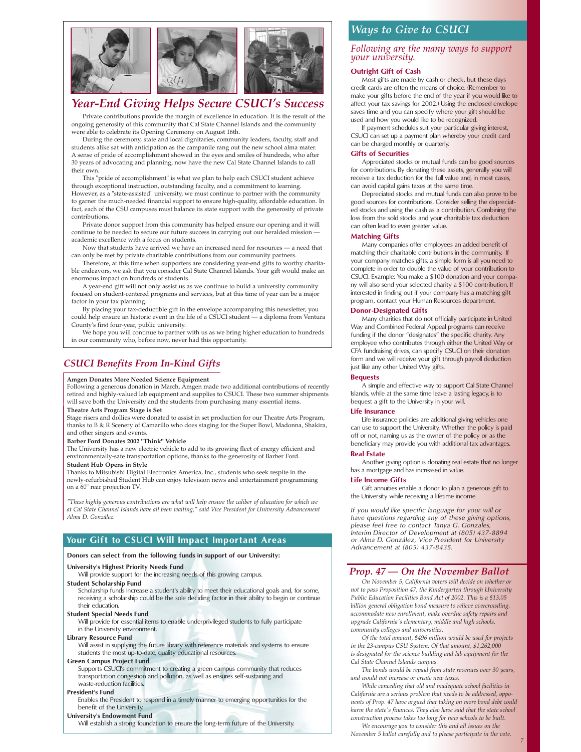## Year-End Giving Helps Secure CSUCI's Success

Private contributions provide the margin of excellence in education. It is the result of the ongoing generosity of this community that Cal State Channel Islands and the community were able to celebrate its Opening Ceremony on August 16th.

During the ceremony, state and local dignitaries, community leaders, faculty, staff and students alike sat with anticipation as the campanile rang out the new school alma mater. A sense of pride of accomplishment showed in the eyes and smiles of hundreds, who after 30 years of advocating and planning, now have the new Cal State Channel Islands to call their own.

This "pride of accomplishment" is what we plan to help each CSUCI student achieve through exceptional instruction, outstanding faculty, and a commitment to learning. However, as a "state-assisted" university, we must continue to partner with the community to garner the much-needed financial support to ensure high-quality, affordable education. In fact, each of the CSU campuses must balance its state support with the generosity of private contributions.

Private donor support from this community has helped ensure our opening and it will continue to be needed to secure our future success in carrying out our heralded mission — academic excellence with a focus on students.

Now that students have arrived we have an increased need for resources — a need that can only be met by private charitable contributions from our community partners.

Therefore, at this time when supporters are considering year-end gifts to worthy charitable endeavors, we ask that you consider Cal State Channel Islands. Your gift would make an enormous impact on hundreds of students.

A year-end gift will not only assist us as we continue to build a university community focused on student-centered programs and services, but at this time of year can be a major factor in your tax planning.

By placing your tax-deductible gift in the envelope accompanying this newsletter, you could help ensure an historic event in the life of a CSUCI student — a diploma from Ventura County's first four-year, public university.

We hope you will continue to partner with us as we bring higher education to hundreds in our community who, before now, never had this opportunity.

## CSUCI Benefits From In-Kind Gifts

**Amgen Donates More Needed Science Equipment**
Following a generous donation in March, Amgen made two additional contributions of recently retired and highly-valued lab equipment and supplies to CSUCI. These two summer shipments will save both the University and the students from purchasing many essential items.

**Theatre Arts Program Stage is Set**
Stage risers and dollies were donated to assist in set production for our Theatre Arts Program, thanks to B & R Scenery of Camarillo who does staging for the Super Bowl, Madonna, Shakira, and other singers and events.

**Barber Ford Donates 2002 "Think" Vehicle**
The University has a new electric vehicle to add to its growing fleet of energy efficient and environmentally-safe transportation options, thanks to the generosity of Barber Ford.

**Student Hub Opens in Style**
Thanks to Mitsubishi Digital Electronics America, Inc., students who seek respite in the newly-refurbished Student Hub can enjoy television news and entertainment programming on a 60" rear projection TV.

*"These highly generous contributions are what will help ensure the caliber of education for which we at Cal State Channel Islands have all been waiting," said Vice President for University Advancement Alma D. González.*

## Your Gift to CSUCI Will Impact Important Areas

**Donors can select from the following funds in support of our University:**

**University's Highest Priority Needs Fund**
Will provide support for the increasing needs of this growing campus.

**Student Scholarship Fund**
Scholarship funds increase a student's ability to meet their educational goals and, for some, receiving a scholarship could be the sole deciding factor in their ability to begin or continue their education.

**Student Special Needs Fund**
Will provide for essential items to enable underprivileged students to fully participate in the University environment.

**Library Resource Fund**
Will assist in supplying the future library with reference materials and systems to ensure students the most up-to-date, quality educational resources.

**Green Campus Project Fund**
Supports CSUCI's commitment to creating a green campus community that reduces transportation congestion and pollution, as well as ensures self-sustaining and waste-reduction facilities.

**President's Fund**
Enables the President to respond in a timely manner to emerging opportunities for the benefit of the University.

**University's Endowment Fund**
Will establish a strong foundation to ensure the long-term future of the University.

## Ways to Give to CSUCI

*Following are the many ways to support your university.*

### Outright Gift of Cash

Most gifts are made by cash or check, but these days credit cards are often the means of choice. (Remember to make your gifts before the end of the year if you would like to affect your tax savings for 2002.) Using the enclosed envelope saves time and you can specify where your gift should be used and how you would like to be recognized.

If payment schedules suit your particular giving interest, CSUCI can set up a payment plan whereby your credit card can be charged monthly or quarterly.

### Gifts of Securities

Appreciated stocks or mutual funds can be good sources for contributions. By donating these assets, generally you will receive a tax deduction for the full value and, in most cases, can avoid capital gains taxes at the same time.

Depreciated stocks and mutual funds can also prove to be good sources for contributions. Consider selling the depreciated stocks and using the cash as a contribution. Combining the loss from the sold stocks and your charitable tax deduction can often lead to even greater value.

### Matching Gifts

Many companies offer employees an added benefit of matching their charitable contributions in the community. If your company matches gifts, a simple form is all you need to complete in order to double the value of your contribution to CSUCI. Example: You make a $100 donation and your company will also send your selected charity a $100 contribution. If interested in finding out if your company has a matching gift program, contact your Human Resources department.

### Donor-Designated Gifts

Many charities that do not officially participate in United Way and Combined Federal Appeal programs can receive funding if the donor "designates" the specific charity. Any employee who contributes through either the United Way or CFA fundraising drives, can specify CSUCI on their donation form and we will receive your gift through payroll deduction just like any other United Way gifts.

### Bequests

A simple and effective way to support Cal State Channel Islands, while at the same time leave a lasting legacy, is to bequest a gift to the University in your will.

### Life Insurance

Life insurance policies are additional giving vehicles one can use to support the University. Whether the policy is paid off or not, naming us as the owner of the policy or as the beneficiary may provide you with additional tax advantages.

### Real Estate

Another giving option is donating real estate that no longer has a mortgage and has increased in value.

### Life Income Gifts

Gift annuities enable a donor to plan a generous gift to the University while receiving a lifetime income.

*If you would like specific language for your will or have questions regarding any of these giving options, please feel free to contact Tanya G. Gonzales, Interim Director of Development at (805) 437-8894 or Alma D. González, Vice President for University Advancement at (805) 437-8435.*

## Prop. 47 — On the November Ballot

*On November 5, California voters will decide on whether or not to pass Proposition 47, the Kindergarten through University Public Education Facilities Bond Act of 2002. This is a $13.05 billion general obligation bond measure to relieve overcrowding, accommodate new enrollment, make overdue safety repairs and upgrade California's elementary, middle and high schools, community colleges and universities.*

*Of the total amount, $496 million would be used for projects in the 23-campus CSU System. Of that amount, $1,262,000 is designated for the science building and lab equipment for the Cal State Channel Islands campus.*

*The bonds would be repaid from state revenues over 30 years, and would not increase or create new taxes.*

*While conceding that old and inadequate school facilities in California are a serious problem that needs to be addressed, opponents of Prop. 47 have argued that taking on more bond debt could harm the state's finances. They also have said that the state school construction process takes too long for new schools to be built.*

*We encourage you to consider this and all issues on the November 5 ballot carefully and to please participate in the vote.*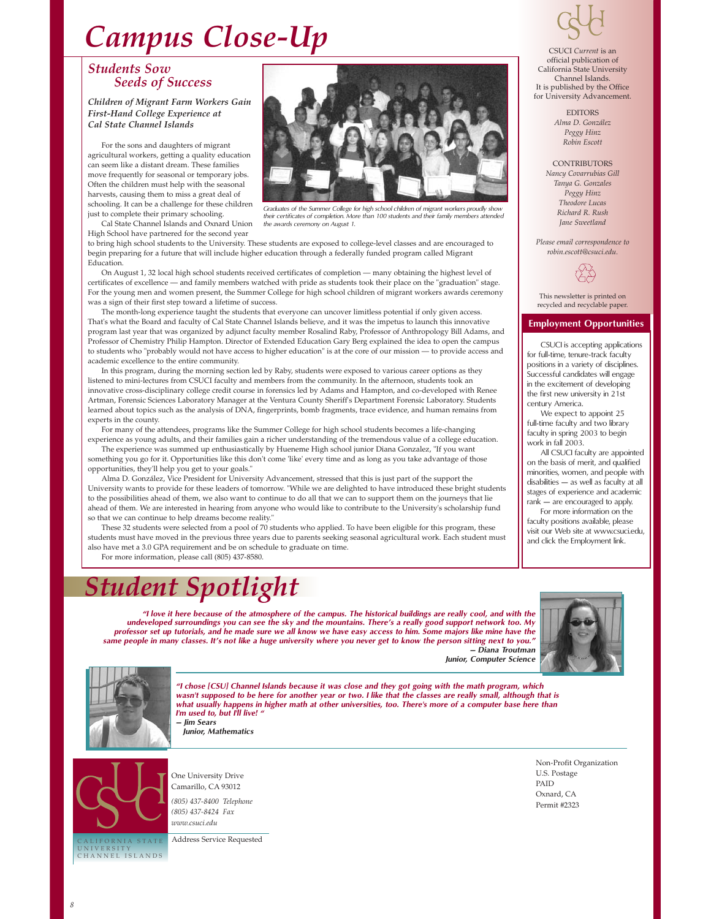# Campus Close-Up

## Students Sow Seeds of Success

### *Children of Migrant Farm Workers Gain First-Hand College Experience at Cal State Channel Islands*

For the sons and daughters of migrant agricultural workers, getting a quality education can seem like a distant dream. These families move frequently for seasonal or temporary jobs. Often the children must help with the seasonal harvests, causing them to miss a great deal of schooling. It can be a challenge for these children just to complete their primary schooling.

*Graduates of the Summer College for high school children of migrant workers proudly show their certificates of completion. More than 100 students and their family members attended the awards ceremony on August 1.*

Cal State Channel Islands and Oxnard Union High School have partnered for the second year to bring high school students to the University. These students are exposed to college-level classes and are encouraged to begin preparing for a future that will include higher education through a federally funded program called Migrant Education.

On August 1, 32 local high school students received certificates of completion — many obtaining the highest level of certificates of excellence — and family members watched with pride as students took their place on the "graduation" stage. For the young men and women present, the Summer College for high school children of migrant workers awards ceremony was a sign of their first step toward a lifetime of success.

The month-long experience taught the students that everyone can uncover limitless potential if only given access. That's what the Board and faculty of Cal State Channel Islands believe, and it was the impetus to launch this innovative program last year that was organized by adjunct faculty member Rosalind Raby, Professor of Anthropology Bill Adams, and Professor of Chemistry Philip Hampton. Director of Extended Education Gary Berg explained the idea to open the campus to students who "probably would not have access to higher education" is at the core of our mission — to provide access and academic excellence to the entire community.

In this program, during the morning section led by Raby, students were exposed to various career options as they listened to mini-lectures from CSUCI faculty and members from the community. In the afternoon, students took an innovative cross-disciplinary college credit course in forensics led by Adams and Hampton, and co-developed with Renee Artman, Forensic Sciences Laboratory Manager at the Ventura County Sheriff's Department Forensic Laboratory. Students learned about topics such as the analysis of DNA, fingerprints, bomb fragments, trace evidence, and human remains from experts in the county.

For many of the attendees, programs like the Summer College for high school students becomes a life-changing experience as young adults, and their families gain a richer understanding of the tremendous value of a college education.

The experience was summed up enthusiastically by Hueneme High school junior Diana Gonzalez, "If you want something you go for it. Opportunities like this don't come 'like' every time and as long as you take advantage of those opportunities, they'll help you get to your goals."

Alma D. González, Vice President for University Advancement, stressed that this is just part of the support the University wants to provide for these leaders of tomorrow. "While we are delighted to have introduced these bright students to the possibilities ahead of them, we also want to continue to do all that we can to support them on the journeys that lie ahead of them. We are interested in hearing from anyone who would like to contribute to the University's scholarship fund so that we can continue to help dreams become reality."

These 32 students were selected from a pool of 70 students who applied. To have been eligible for this program, these students must have moved in the previous three years due to parents seeking seasonal agricultural work. Each student must also have met a 3.0 GPA requirement and be on schedule to graduate on time.

For more information, please call (805) 437-8580.

CSUCI *Current* is an official publication of California State University Channel Islands. It is published by the Office for University Advancement.

EDITORS
*Alma D. González*
*Peggy Hinz*
*Robin Escott*

CONTRIBUTORS
*Nancy Covarrubias Gill*
*Tanya G. Gonzales*
*Peggy Hinz*
*Theodore Lucas*
*Richard R. Rush*
*Jane Sweetland*

*Please email correspondence to robin.escott@csuci.edu.*

This newsletter is printed on recycled and recyclable paper.

## Employment Opportunities

CSUCI is accepting applications for full-time, tenure-track faculty positions in a variety of disciplines. Successful candidates will engage in the excitement of developing the first new university in 21st century America.

We expect to appoint 25 full-time faculty and two library faculty in spring 2003 to begin work in fall 2003.

All CSUCI faculty are appointed on the basis of merit, and qualified minorities, women, and people with disabilities — as well as faculty at all stages of experience and academic rank — are encouraged to apply.

For more information on the faculty positions available, please visit our Web site at www.csuci.edu, and click the Employment link.

# Student Spotlight

***"I love it here because of the atmosphere of the campus. The historical buildings are really cool, and with the undeveloped surroundings you can see the sky and the mountains. There's a really good support network too. My professor set up tutorials, and he made sure we all know we have easy access to him. Some majors like mine have the same people in many classes. It's not like a huge university where you never get to know the person sitting next to you."***
***— Diana Troutman***
***Junior, Computer Science***

***"I chose [CSU] Channel Islands because it was close and they got going with the math program, which wasn't supposed to be here for another year or two. I like that the classes are really small, although that is what usually happens in higher math at other universities, too. There's more of a computer base here than I'm used to, but I'll live! "***
***— Jim Sears***
***Junior, Mathematics***

CALIFORNIA STATE UNIVERSITY CHANNEL ISLANDS

One University Drive
Camarillo, CA 93012

*(805) 437-8400 Telephone*
*(805) 437-8424 Fax*
*www.csuci.edu*

Address Service Requested

Non-Profit Organization
U.S. Postage
PAID
Oxnard, CA
Permit #2323